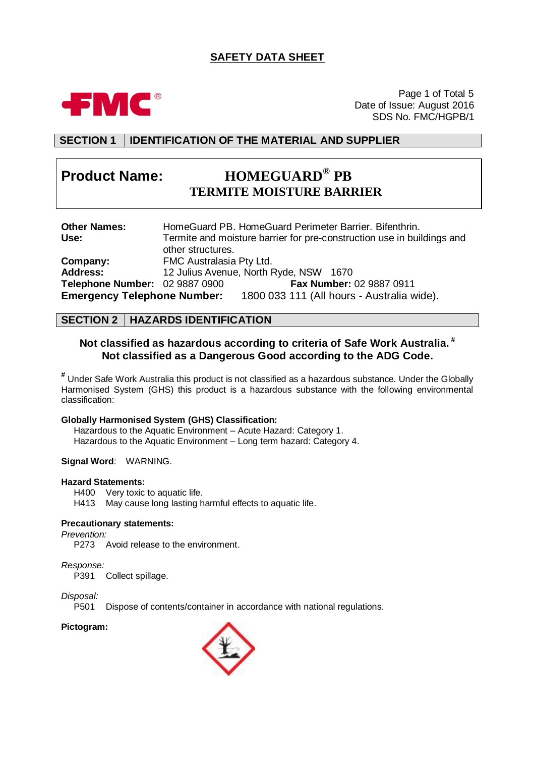# SAFETY DATA SHEET

FMC®

Date of Issue: August 2016
SDS No. FMC/HGPB/1

## SECTION 1 IDENTIFICATION OF THE MATERIAL AND SUPPLIER

**Product Name:** **HOMEGUARD® PB TERMITE MOISTURE BARRIER**

**Other Names:** HomeGuard PB. HomeGuard Perimeter Barrier. Bifenthrin.
**Use:** Termite and moisture barrier for pre-construction use in buildings and other structures.
**Company:** FMC Australasia Pty Ltd.
**Address:** 12 Julius Avenue, North Ryde, NSW 1670
**Telephone Number:** 02 9887 0900 **Fax Number:** 02 9887 0911
**Emergency Telephone Number:** 1800 033 111 (All hours - Australia wide).

## SECTION 2 HAZARDS IDENTIFICATION

**Not classified as hazardous according to criteria of Safe Work Australia. #**
**Not classified as a Dangerous Good according to the ADG Code.**

# Under Safe Work Australia this product is not classified as a hazardous substance. Under the Globally Harmonised System (GHS) this product is a hazardous substance with the following environmental classification:

**Globally Harmonised System (GHS) Classification:**
Hazardous to the Aquatic Environment – Acute Hazard: Category 1.
Hazardous to the Aquatic Environment – Long term hazard: Category 4.

**Signal Word**: WARNING.

**Hazard Statements:**
H400 Very toxic to aquatic life.
H413 May cause long lasting harmful effects to aquatic life.

**Precautionary statements:**

*Prevention:*
P273 Avoid release to the environment.

*Response:*
P391 Collect spillage.

*Disposal:*
P501 Dispose of contents/container in accordance with national regulations.

**Pictogram:**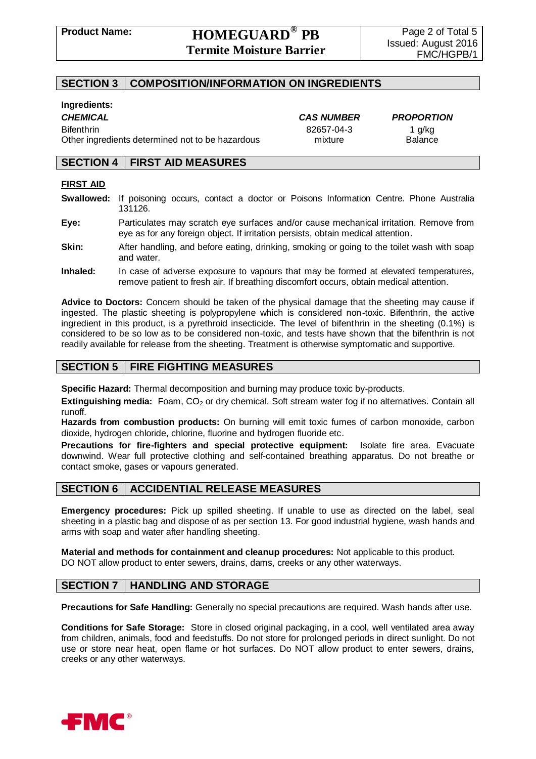## SECTION 3 COMPOSITION/INFORMATION ON INGREDIENTS

**Ingredients:**

| ***CHEMICAL*** | ***CAS NUMBER*** | ***PROPORTION*** |
|---|---|---|
| Bifenthrin | 82657-04-3 | 1 g/kg |
| Other ingredients determined not to be hazardous | mixture | Balance |

## SECTION 4 FIRST AID MEASURES

**FIRST AID**

**Swallowed:** If poisoning occurs, contact a doctor or Poisons Information Centre. Phone Australia 131126.

**Eye:** Particulates may scratch eye surfaces and/or cause mechanical irritation. Remove from eye as for any foreign object. If irritation persists, obtain medical attention.

**Skin:** After handling, and before eating, drinking, smoking or going to the toilet wash with soap and water.

**Inhaled:** In case of adverse exposure to vapours that may be formed at elevated temperatures, remove patient to fresh air. If breathing discomfort occurs, obtain medical attention.

**Advice to Doctors:** Concern should be taken of the physical damage that the sheeting may cause if ingested. The plastic sheeting is polypropylene which is considered non-toxic. Bifenthrin, the active ingredient in this product, is a pyrethroid insecticide. The level of bifenthrin in the sheeting (0.1%) is considered to be so low as to be considered non-toxic, and tests have shown that the bifenthrin is not readily available for release from the sheeting. Treatment is otherwise symptomatic and supportive.

## SECTION 5 FIRE FIGHTING MEASURES

**Specific Hazard:** Thermal decomposition and burning may produce toxic by-products.

**Extinguishing media:** Foam, $CO_2$ or dry chemical. Soft stream water fog if no alternatives. Contain all runoff.

**Hazards from combustion products:** On burning will emit toxic fumes of carbon monoxide, carbon dioxide, hydrogen chloride, chlorine, fluorine and hydrogen fluoride etc.

**Precautions for fire-fighters and special protective equipment:** Isolate fire area. Evacuate downwind. Wear full protective clothing and self-contained breathing apparatus. Do not breathe or contact smoke, gases or vapours generated.

## SECTION 6 ACCIDENTIAL RELEASE MEASURES

**Emergency procedures:** Pick up spilled sheeting. If unable to use as directed on the label, seal sheeting in a plastic bag and dispose of as per section 13. For good industrial hygiene, wash hands and arms with soap and water after handling sheeting.

**Material and methods for containment and cleanup procedures:** Not applicable to this product. DO NOT allow product to enter sewers, drains, dams, creeks or any other waterways.

## SECTION 7 HANDLING AND STORAGE

**Precautions for Safe Handling:** Generally no special precautions are required. Wash hands after use.

**Conditions for Safe Storage:** Store in closed original packaging, in a cool, well ventilated area away from children, animals, food and feedstuffs. Do not store for prolonged periods in direct sunlight. Do not use or store near heat, open flame or hot surfaces. Do NOT allow product to enter sewers, drains, creeks or any other waterways.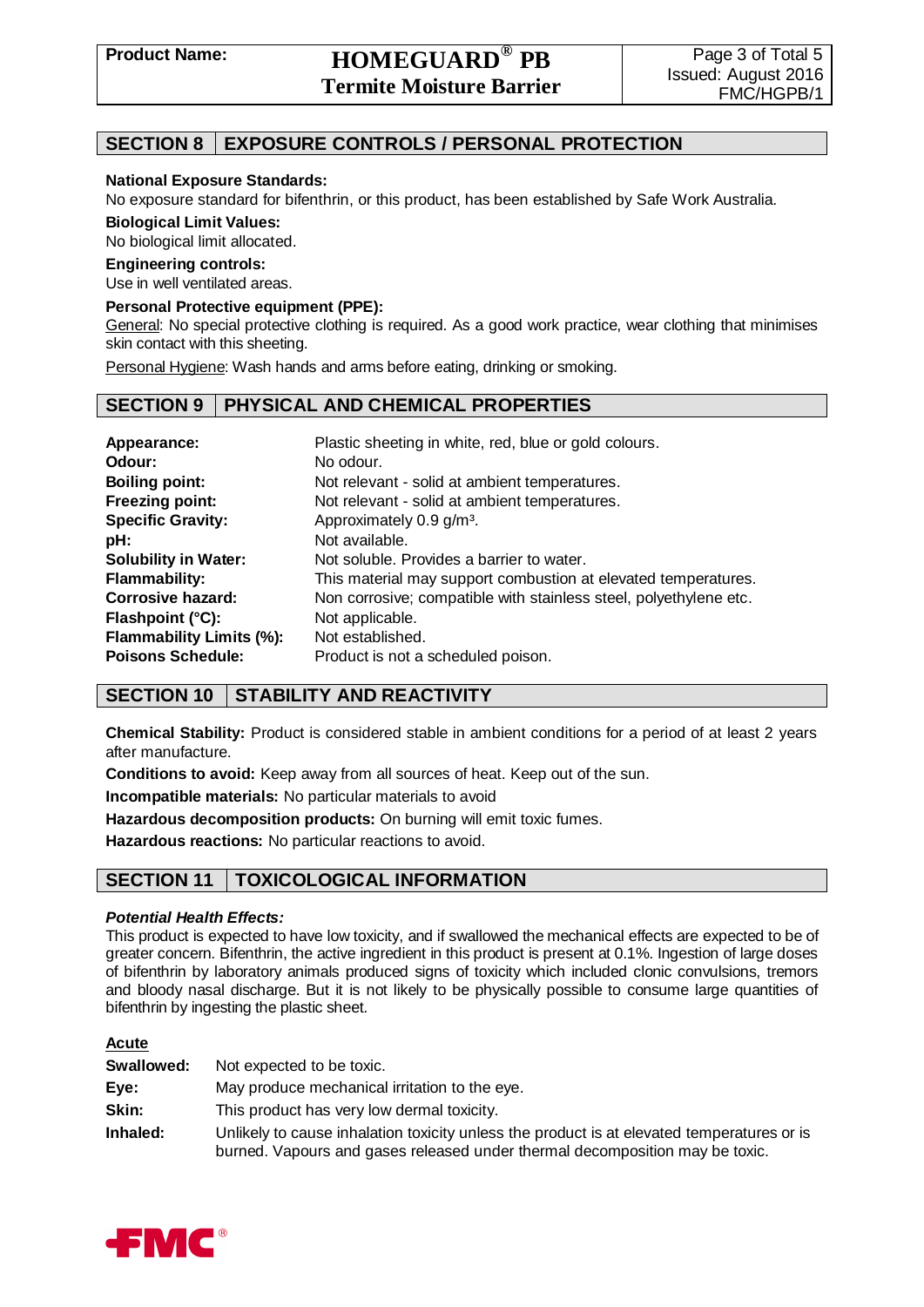## SECTION 8 | EXPOSURE CONTROLS / PERSONAL PROTECTION

**National Exposure Standards:**
No exposure standard for bifenthrin, or this product, has been established by Safe Work Australia.

**Biological Limit Values:**
No biological limit allocated.

**Engineering controls:**
Use in well ventilated areas.

**Personal Protective equipment (PPE):**
General: No special protective clothing is required. As a good work practice, wear clothing that minimises skin contact with this sheeting.

Personal Hygiene: Wash hands and arms before eating, drinking or smoking.

## SECTION 9 | PHYSICAL AND CHEMICAL PROPERTIES

| | |
|---|---|
| **Appearance:** | Plastic sheeting in white, red, blue or gold colours. |
| **Odour:** | No odour. |
| **Boiling point:** | Not relevant - solid at ambient temperatures. |
| **Freezing point:** | Not relevant - solid at ambient temperatures. |
| **Specific Gravity:** | Approximately 0.9 $g/m^3$. |
| **pH:** | Not available. |
| **Solubility in Water:** | Not soluble. Provides a barrier to water. |
| **Flammability:** | This material may support combustion at elevated temperatures. |
| **Corrosive hazard:** | Non corrosive; compatible with stainless steel, polyethylene etc. |
| **Flashpoint (°C):** | Not applicable. |
| **Flammability Limits (%):** | Not established. |
| **Poisons Schedule:** | Product is not a scheduled poison. |

## SECTION 10 | STABILITY AND REACTIVITY

**Chemical Stability:** Product is considered stable in ambient conditions for a period of at least 2 years after manufacture.

**Conditions to avoid:** Keep away from all sources of heat. Keep out of the sun.

**Incompatible materials:** No particular materials to avoid

**Hazardous decomposition products:** On burning will emit toxic fumes.

**Hazardous reactions:** No particular reactions to avoid.

## SECTION 11 | TOXICOLOGICAL INFORMATION

***Potential Health Effects:***

This product is expected to have low toxicity, and if swallowed the mechanical effects are expected to be of greater concern. Bifenthrin, the active ingredient in this product is present at 0.1%. Ingestion of large doses of bifenthrin by laboratory animals produced signs of toxicity which included clonic convulsions, tremors and bloody nasal discharge. But it is not likely to be physically possible to consume large quantities of bifenthrin by ingesting the plastic sheet.

**Acute**

| | |
|---|---|
| **Swallowed:** | Not expected to be toxic. |
| **Eye:** | May produce mechanical irritation to the eye. |
| **Skin:** | This product has very low dermal toxicity. |
| **Inhaled:** | Unlikely to cause inhalation toxicity unless the product is at elevated temperatures or is burned. Vapours and gases released under thermal decomposition may be toxic. |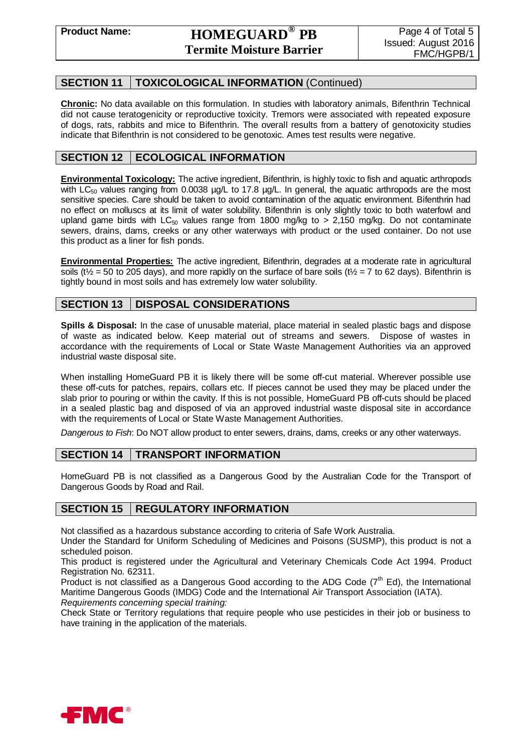## SECTION 11 TOXICOLOGICAL INFORMATION (Continued)

**Chronic:** No data available on this formulation. In studies with laboratory animals, Bifenthrin Technical did not cause teratogenicity or reproductive toxicity. Tremors were associated with repeated exposure of dogs, rats, rabbits and mice to Bifenthrin. The overall results from a battery of genotoxicity studies indicate that Bifenthrin is not considered to be genotoxic. Ames test results were negative.

## SECTION 12 ECOLOGICAL INFORMATION

**Environmental Toxicology:** The active ingredient, Bifenthrin, is highly toxic to fish and aquatic arthropods with $LC_{50}$ values ranging from 0.0038 µg/L to 17.8 µg/L. In general, the aquatic arthropods are the most sensitive species. Care should be taken to avoid contamination of the aquatic environment. Bifenthrin had no effect on molluscs at its limit of water solubility. Bifenthrin is only slightly toxic to both waterfowl and upland game birds with $LC_{50}$ values range from 1800 mg/kg to > 2,150 mg/kg. Do not contaminate sewers, drains, dams, creeks or any other waterways with product or the used container. Do not use this product as a liner for fish ponds.

**Environmental Properties:** The active ingredient, Bifenthrin, degrades at a moderate rate in agricultural soils ($t½$ = 50 to 205 days), and more rapidly on the surface of bare soils ($t½$ = 7 to 62 days). Bifenthrin is tightly bound in most soils and has extremely low water solubility.

## SECTION 13 DISPOSAL CONSIDERATIONS

**Spills & Disposal:** In the case of unusable material, place material in sealed plastic bags and dispose of waste as indicated below. Keep material out of streams and sewers. Dispose of wastes in accordance with the requirements of Local or State Waste Management Authorities via an approved industrial waste disposal site.

When installing HomeGuard PB it is likely there will be some off-cut material. Wherever possible use these off-cuts for patches, repairs, collars etc. If pieces cannot be used they may be placed under the slab prior to pouring or within the cavity. If this is not possible, HomeGuard PB off-cuts should be placed in a sealed plastic bag and disposed of via an approved industrial waste disposal site in accordance with the requirements of Local or State Waste Management Authorities.

*Dangerous to Fish*: Do NOT allow product to enter sewers, drains, dams, creeks or any other waterways.

## SECTION 14 TRANSPORT INFORMATION

HomeGuard PB is not classified as a Dangerous Good by the Australian Code for the Transport of Dangerous Goods by Road and Rail.

## SECTION 15 REGULATORY INFORMATION

Not classified as a hazardous substance according to criteria of Safe Work Australia.
Under the Standard for Uniform Scheduling of Medicines and Poisons (SUSMP), this product is not a scheduled poison.
This product is registered under the Agricultural and Veterinary Chemicals Code Act 1994. Product Registration No. 62311.
Product is not classified as a Dangerous Good according to the ADG Code (7th Ed), the International Maritime Dangerous Goods (IMDG) Code and the International Air Transport Association (IATA).
*Requirements concerning special training:*
Check State or Territory regulations that require people who use pesticides in their job or business to have training in the application of the materials.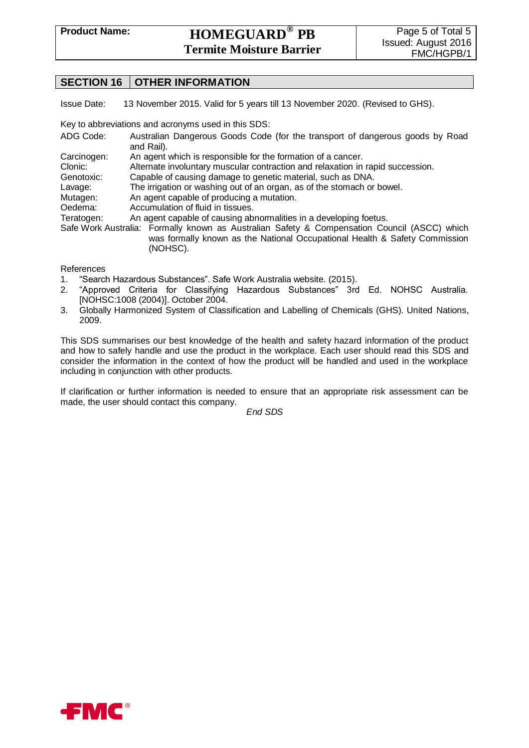## SECTION 16 OTHER INFORMATION

Issue Date: 13 November 2015. Valid for 5 years till 13 November 2020. (Revised to GHS).

Key to abbreviations and acronyms used in this SDS:

| | |
|---|---|
| ADG Code: | Australian Dangerous Goods Code (for the transport of dangerous goods by Road and Rail). |
| Carcinogen: | An agent which is responsible for the formation of a cancer. |
| Clonic: | Alternate involuntary muscular contraction and relaxation in rapid succession. |
| Genotoxic: | Capable of causing damage to genetic material, such as DNA. |
| Lavage: | The irrigation or washing out of an organ, as of the stomach or bowel. |
| Mutagen: | An agent capable of producing a mutation. |
| Oedema: | Accumulation of fluid in tissues. |
| Teratogen: | An agent capable of causing abnormalities in a developing foetus. |
| Safe Work Australia: | Formally known as Australian Safety & Compensation Council (ASCC) which was formally known as the National Occupational Health & Safety Commission (NOHSC). |

References

1. "Search Hazardous Substances". Safe Work Australia website. (2015).
2. "Approved Criteria for Classifying Hazardous Substances" 3rd Ed. NOHSC Australia. [NOHSC:1008 (2004)]. October 2004.
3. Globally Harmonized System of Classification and Labelling of Chemicals (GHS). United Nations, 2009.

This SDS summarises our best knowledge of the health and safety hazard information of the product and how to safely handle and use the product in the workplace. Each user should read this SDS and consider the information in the context of how the product will be handled and used in the workplace including in conjunction with other products.

If clarification or further information is needed to ensure that an appropriate risk assessment can be made, the user should contact this company.

*End SDS*